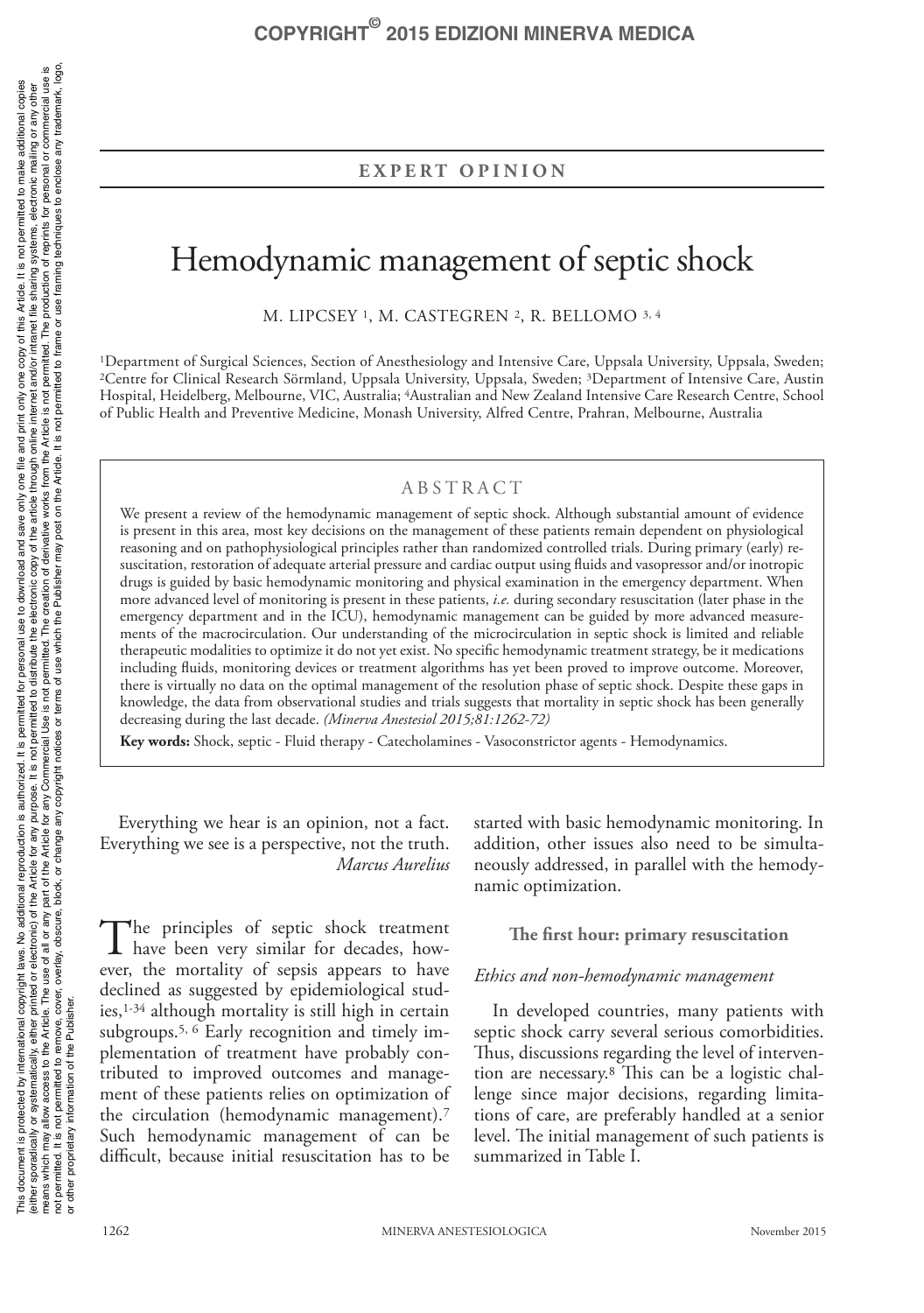EXPERT OPINION

# Hemodynamic management of septic shock

M. LIPSCEY [1], M. CASTEGREN [2], R. BELLOMO [3, 4]

[1]Department of Surgical Sciences, Section of Anesthesiology and Intensive Care, Uppsala University, Uppsala, Sweden; [2]Centre for Clinical Research Sörmland, Uppsala University, Uppsala, Sweden; [3]Department of Intensive Care, Austin Hospital, Heidelberg, Melbourne, VIC, Australia; [4]Australian and New Zealand Intensive Care Research Centre, School of Public Health and Preventive Medicine, Monash University, Alfred Centre, Prahran, Melbourne, Australia

## ABSTRACT

We present a review of the hemodynamic management of septic shock. Although substantial amount of evidence is present in this area, most key decisions on the management of these patients remain dependent on physiological reasoning and on pathophysiological principles rather than randomized controlled trials. During primary (early) resuscitation, restoration of adequate arterial pressure and cardiac output using fluids and vasopressor and/or inotropic drugs is guided by basic hemodynamic monitoring and physical examination in the emergency department. When more advanced level of monitoring is present in these patients, *i.e.* during secondary resuscitation (later phase in the emergency department and in the ICU), hemodynamic management can be guided by more advanced measurements of the macrocirculation. Our understanding of the microcirculation in septic shock is limited and reliable therapeutic modalities to optimize it do not yet exist. No specific hemodynamic treatment strategy, be it medications including fluids, monitoring devices or treatment algorithms has yet been proved to improve outcome. Moreover, there is virtually no data on the optimal management of the resolution phase of septic shock. Despite these gaps in knowledge, the data from observational studies and trials suggests that mortality in septic shock has been generally decreasing during the last decade. *(Minerva Anestesiol 2015;81:1262-72)*

**Key words:** Shock, septic - Fluid therapy - Catecholamines - Vasoconstrictor agents - Hemodynamics.

Everything we hear is an opinion, not a fact. Everything we see is a perspective, not the truth.
*Marcus Aurelius*

The principles of septic shock treatment have been very similar for decades, however, the mortality of sepsis appears to have declined as suggested by epidemiological studies,[1-34] although mortality is still high in certain subgroups.[5, 6] Early recognition and timely implementation of treatment have probably contributed to improved outcomes and management of these patients relies on optimization of the circulation (hemodynamic management).[7] Such hemodynamic management of can be difficult, because initial resuscitation has to be started with basic hemodynamic monitoring. In addition, other issues also need to be simultaneously addressed, in parallel with the hemodynamic optimization.

### The first hour: primary resuscitation

#### *Ethics and non-hemodynamic management*

In developed countries, many patients with septic shock carry several serious comorbidities. Thus, discussions regarding the level of intervention are necessary.[8] This can be a logistic challenge since major decisions, regarding limitations of care, are preferably handled at a senior level. The initial management of such patients is summarized in Table I.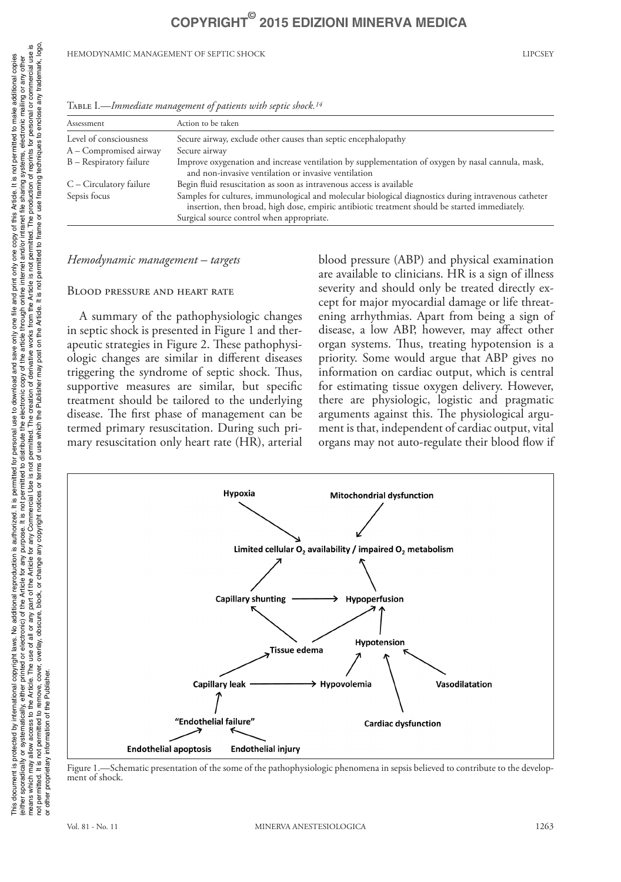Table I.—*Immediate management of patients with septic shock.*[14]

| Assessment | Action to be taken |
| --- | --- |
| Level of consciousness | Secure airway, exclude other causes than septic encephalopathy |
| A – Compromised airway | Secure airway |
| B – Respiratory failure | Improve oxygenation and increase ventilation by supplementation of oxygen by nasal cannula, mask, and non-invasive ventilation or invasive ventilation |
| C – Circulatory failure | Begin fluid resuscitation as soon as intravenous access is available |
| Sepsis focus | Samples for cultures, immunological and molecular biological diagnostics during intravenous catheter insertion, then broad, high dose, empiric antibiotic treatment should be started immediately. Surgical source control when appropriate. |

## *Hemodynamic management – targets*

### Blood pressure and heart rate

A summary of the pathophysiologic changes in septic shock is presented in Figure 1 and therapeutic strategies in Figure 2. These pathophysiologic changes are similar in different diseases triggering the syndrome of septic shock. Thus, supportive measures are similar, but specific treatment should be tailored to the underlying disease. The first phase of management can be termed primary resuscitation. During such primary resuscitation only heart rate (HR), arterial blood pressure (ABP) and physical examination are available to clinicians. HR is a sign of illness severity and should only be treated directly except for major myocardial damage or life threatening arrhythmias. Apart from being a sign of disease, a low ABP, however, may affect other organ systems. Thus, treating hypotension is a priority. Some would argue that ABP gives no information on cardiac output, which is central for estimating tissue oxygen delivery. However, there are physiologic, logistic and pragmatic arguments against this. The physiological argument is that, independent of cardiac output, vital organs may not auto-regulate their blood flow if

Figure 1.—Schematic presentation of the some of the pathophysiologic phenomena in sepsis believed to contribute to the development of shock.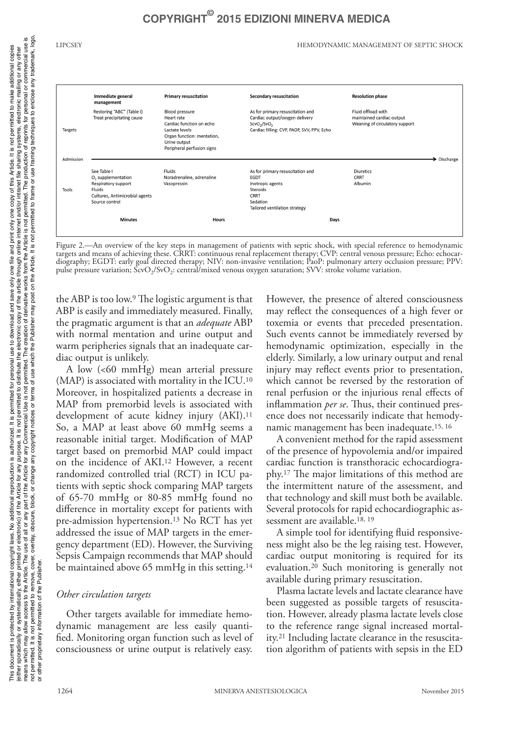| | Immediate general management | Primary resuscitation | Secondary resuscitation | Resolution phase |
|---|---|---|---|---|
| Targets | Restoring "ABC" (Table I)<br>Treat precipitating cause | Blood pressure<br>Heart rate<br>Cardiac function on echo<br>Lactate levels<br>Organ function: mentation, Urine output<br>Peripheral perfusion signs | As for primary resuscitation and<br>Cardiac output/oxygen delivery<br>$ScvO_2/SvO_2$<br>Cardiac filling: CVP, PAOP, SVV, PPV, Echo | Fluid offload with maintained cardiac output<br>Weaning of circulatory support |
| Admission → Discharge | | | | |
| Tools | See Table I<br>$O_2$ supplementation<br>Respiratory support<br>Fluids<br>Cultures, Antimicrobial agents<br>Source control | Fluids<br>Noradrenaline, adrenaline<br>Vasopressin | As for primary resuscitation and<br>EGDT<br>Inotropic agents<br>Steroids<br>CRRT<br>Sedation<br>Tailored ventilation strategy | Diuretics<br>CRRT<br>Albumin |
| | Minutes | Hours | Days | |

Figure 2.—An overview of the key steps in management of patients with septic shock, with special reference to hemodynamic targets and means of achieving these. CRRT: continuous renal replacement therapy; CVP: central venous pressure; Echo: echocardiography; EGDT: early goal directed therapy; NIV: non-invasive ventilation; PaoP: pulmonary artery occlusion pressure; PPV: pulse pressure variation; $ScvO_2/SvO_2$: central/mixed venous oxygen saturation; SVV: stroke volume variation.

the ABP is too low.[9] The logistic argument is that ABP is easily and immediately measured. Finally, the pragmatic argument is that an *adequate* ABP with normal mentation and urine output and warm peripheries signals that an inadequate cardiac output is unlikely.

A low (<60 mmHg) mean arterial pressure (MAP) is associated with mortality in the ICU.[10] Moreover, in hospitalized patients a decrease in MAP from premorbid levels is associated with development of acute kidney injury (AKI).[11] So, a MAP at least above 60 mmHg seems a reasonable initial target. Modification of MAP target based on premorbid MAP could impact on the incidence of AKI.[12] However, a recent randomized controlled trial (RCT) in ICU patients with septic shock comparing MAP targets of 65-70 mmHg or 80-85 mmHg found no difference in mortality except for patients with pre-admission hypertension.[13] No RCT has yet addressed the issue of MAP targets in the emergency department (ED). However, the Surviving Sepsis Campaign recommends that MAP should be maintained above 65 mmHg in this setting.[14]

### *Other circulation targets*

Other targets available for immediate hemodynamic management are less easily quantified. Monitoring organ function such as level of consciousness or urine output is relatively easy. However, the presence of altered consciousness may reflect the consequences of a high fever or toxemia or events that preceded presentation. Such events cannot be immediately reversed by hemodynamic optimization, especially in the elderly. Similarly, a low urinary output and renal injury may reflect events prior to presentation, which cannot be reversed by the restoration of renal perfusion or the injurious renal effects of inflammation *per se*. Thus, their continued presence does not necessarily indicate that hemodynamic management has been inadequate.[15, 16]

A convenient method for the rapid assessment of the presence of hypovolemia and/or impaired cardiac function is transthoracic echocardiography.[17] The major limitations of this method are the intermittent nature of the assessment, and that technology and skill must both be available. Several protocols for rapid echocardiographic assessment are available.[18, 19]

A simple tool for identifying fluid responsiveness might also be the leg raising test. However, cardiac output monitoring is required for its evaluation.[20] Such monitoring is generally not available during primary resuscitation.

Plasma lactate levels and lactate clearance have been suggested as possible targets of resuscitation. However, already plasma lactate levels close to the reference range signal increased mortality.[21] Including lactate clearance in the resuscitation algorithm of patients with sepsis in the ED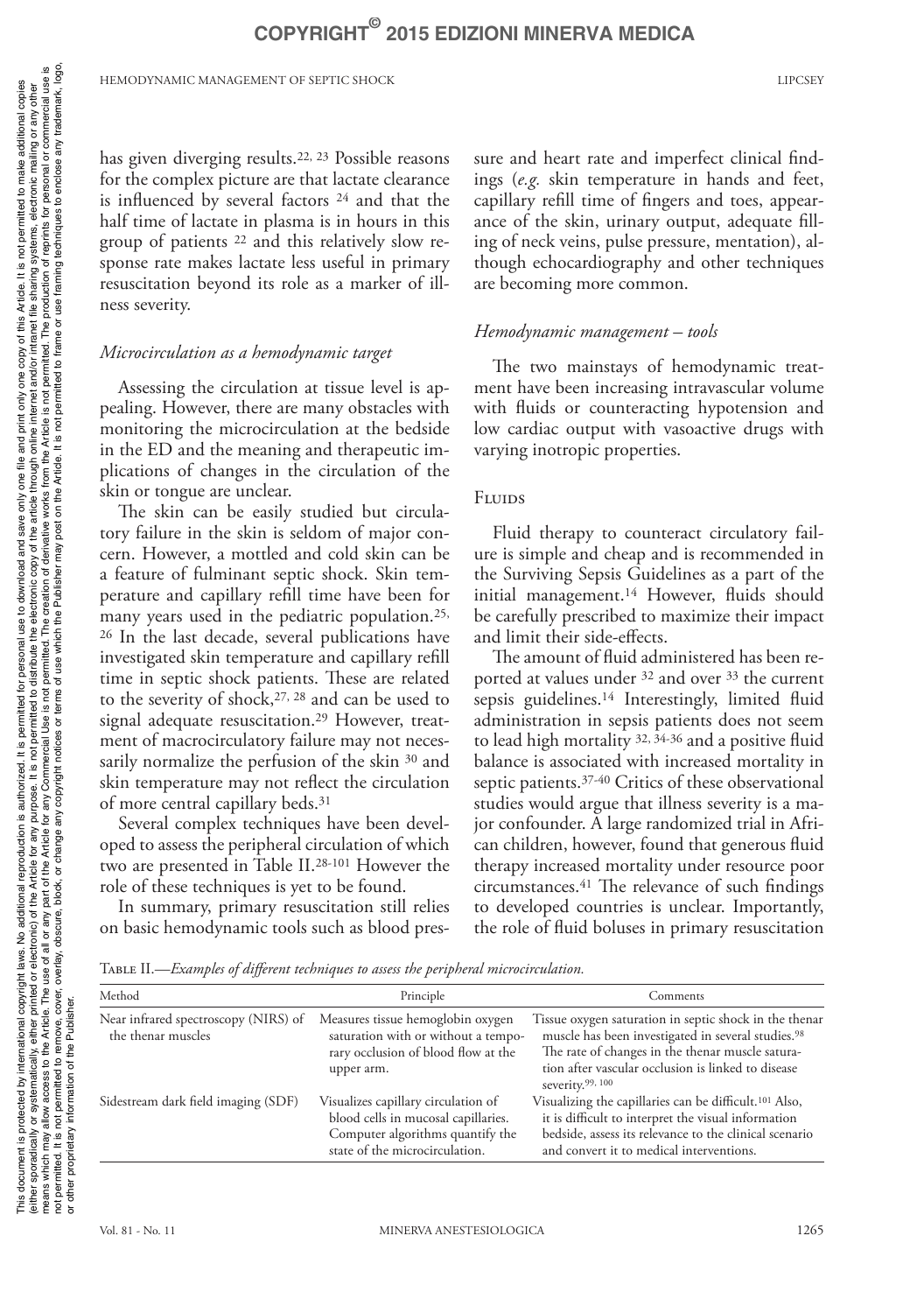has given diverging results.[22, 23] Possible reasons for the complex picture are that lactate clearance is influenced by several factors [24] and that the half time of lactate in plasma is in hours in this group of patients [22] and this relatively slow response rate makes lactate less useful in primary resuscitation beyond its role as a marker of illness severity.

### *Microcirculation as a hemodynamic target*

Assessing the circulation at tissue level is appealing. However, there are many obstacles with monitoring the microcirculation at the bedside in the ED and the meaning and therapeutic implications of changes in the circulation of the skin or tongue are unclear.

The skin can be easily studied but circulatory failure in the skin is seldom of major concern. However, a mottled and cold skin can be a feature of fulminant septic shock. Skin temperature and capillary refill time have been for many years used in the pediatric population.[25, 26] In the last decade, several publications have investigated skin temperature and capillary refill time in septic shock patients. These are related to the severity of shock,[27, 28] and can be used to signal adequate resuscitation.[29] However, treatment of macrocirculatory failure may not necessarily normalize the perfusion of the skin [30] and skin temperature may not reflect the circulation of more central capillary beds.[31]

Several complex techniques have been developed to assess the peripheral circulation of which two are presented in Table II.[28-101] However the role of these techniques is yet to be found.

In summary, primary resuscitation still relies on basic hemodynamic tools such as blood pressure and heart rate and imperfect clinical findings (*e.g.* skin temperature in hands and feet, capillary refill time of fingers and toes, appearance of the skin, urinary output, adequate filling of neck veins, pulse pressure, mentation), although echocardiography and other techniques are becoming more common.

### *Hemodynamic management – tools*

The two mainstays of hemodynamic treatment have been increasing intravascular volume with fluids or counteracting hypotension and low cardiac output with vasoactive drugs with varying inotropic properties.

#### Fluids

Fluid therapy to counteract circulatory failure is simple and cheap and is recommended in the Surviving Sepsis Guidelines as a part of the initial management.[14] However, fluids should be carefully prescribed to maximize their impact and limit their side-effects.

The amount of fluid administered has been reported at values under [32] and over [33] the current sepsis guidelines.[14] Interestingly, limited fluid administration in sepsis patients does not seem to lead high mortality [32, 34-36] and a positive fluid balance is associated with increased mortality in septic patients.[37-40] Critics of these observational studies would argue that illness severity is a major confounder. A large randomized trial in African children, however, found that generous fluid therapy increased mortality under resource poor circumstances.[41] The relevance of such findings to developed countries is unclear. Importantly, the role of fluid boluses in primary resuscitation

Table II.—*Examples of different techniques to assess the peripheral microcirculation.*

| Method | Principle | Comments |
|---|---|---|
| Near infrared spectroscopy (NIRS) of the thenar muscles | Measures tissue hemoglobin oxygen saturation with or without a temporary occlusion of blood flow at the upper arm. | Tissue oxygen saturation in septic shock in the thenar muscle has been investigated in several studies.[98] The rate of changes in the thenar muscle saturation after vascular occlusion is linked to disease severity.[99, 100] |
| Sidestream dark field imaging (SDF) | Visualizes capillary circulation of blood cells in mucosal capillaries. Computer algorithms quantify the state of the microcirculation. | Visualizing the capillaries can be difficult.[101] Also, it is difficult to interpret the visual information bedside, assess its relevance to the clinical scenario and convert it to medical interventions. |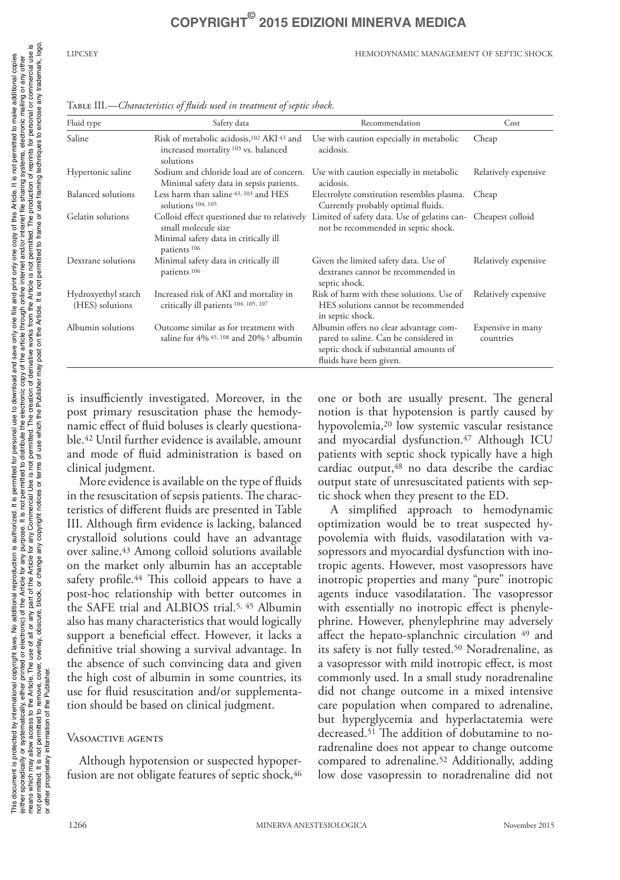Table III.—*Characteristics of fluids used in treatment of septic shock.*

| Fluid type | Safety data | Recommendation | Cost |
|---|---|---|---|
| Saline | Risk of metabolic acidosis,[102] AKI[43] and increased mortality[103] vs. balanced solutions | Use with caution especially in metabolic acidosis. | Cheap |
| Hypertonic saline | Sodium and chloride load are of concern. Minimal safety data in sepsis patients. | Use with caution especially in metabolic acidosis. | Relatively expensive |
| Balanced solutions | Less harm than saline[43, 103] and HES solutions[104, 105] | Electrolyte constitution resembles plasma. Currently probably optimal fluids. | Cheap |
| Gelatin solutions | Colloid effect questioned due to relatively small molecule size<br>Minimal safety data in critically ill patients[106] | Limited of safety data. Use of gelatins cannot be recommended in septic shock. | Cheapest colloid |
| Dextrane solutions | Minimal safety data in critically ill patients[106] | Given the limited safety data. Use of dextranes cannot be recommended in septic shock. | Relatively expensive |
| Hydroxyethyl starch (HES) solutions | Increased risk of AKI and mortality in critically ill patients[104, 105, 107] | Risk of harm with these solutions. Use of HES solutions cannot be recommended in septic shock. | Relatively expensive |
| Albumin solutions | Outcome similar as for treatment with saline for 4%[45, 108] and 20%[5] albumin | Albumin offers no clear advantage compared to saline. Can be considered in septic shock if substantial amounts of fluids have been given. | Expensive in many countries |

is insufficiently investigated. Moreover, in the post primary resuscitation phase the hemodynamic effect of fluid boluses is clearly questionable.[42] Until further evidence is available, amount and mode of fluid administration is based on clinical judgment.

More evidence is available on the type of fluids in the resuscitation of sepsis patients. The characteristics of different fluids are presented in Table III. Although firm evidence is lacking, balanced crystalloid solutions could have an advantage over saline.[43] Among colloid solutions available on the market only albumin has an acceptable safety profile.[44] This colloid appears to have a post-hoc relationship with better outcomes in the SAFE trial and ALBIOS trial.[5, 45] Albumin also has many characteristics that would logically support a beneficial effect. However, it lacks a definitive trial showing a survival advantage. In the absence of such convincing data and given the high cost of albumin in some countries, its use for fluid resuscitation and/or supplementation should be based on clinical judgment.

## Vasoactive agents

Although hypotension or suspected hypoperfusion are not obligate features of septic shock,[46] one or both are usually present. The general notion is that hypotension is partly caused by hypovolemia,[20] low systemic vascular resistance and myocardial dysfunction.[47] Although ICU patients with septic shock typically have a high cardiac output,[48] no data describe the cardiac output state of unresuscitated patients with septic shock when they present to the ED.

A simplified approach to hemodynamic optimization would be to treat suspected hypovolemia with fluids, vasodilatation with vasopressors and myocardial dysfunction with inotropic agents. However, most vasopressors have inotropic properties and many "pure" inotropic agents induce vasodilatation. The vasopressor with essentially no inotropic effect is phenylephrine. However, phenylephrine may adversely affect the hepato-splanchnic circulation [49] and its safety is not fully tested.[50] Noradrenaline, as a vasopressor with mild inotropic effect, is most commonly used. In a small study noradrenaline did not change outcome in a mixed intensive care population when compared to adrenaline, but hyperglycemia and hyperlactatemia were decreased.[51] The addition of dobutamine to noradrenaline does not appear to change outcome compared to adrenaline.[52] Additionally, adding low dose vasopressin to noradrenaline did not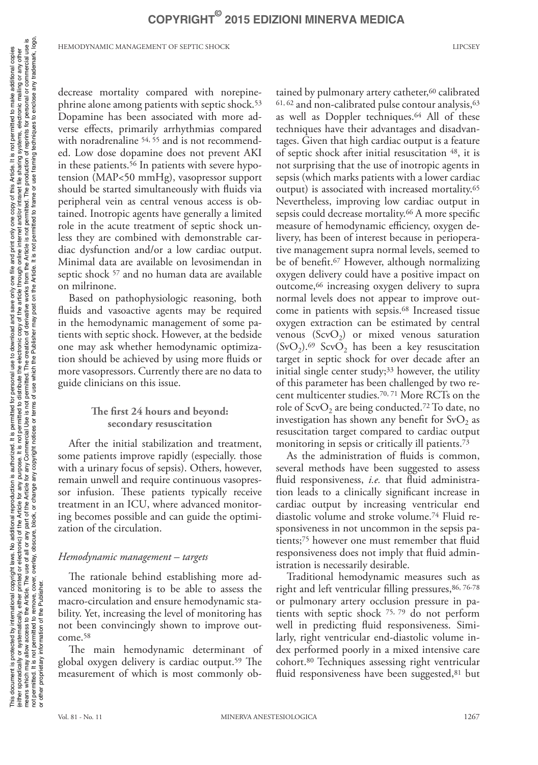decrease mortality compared with norepinephrine alone among patients with septic shock.[53] Dopamine has been associated with more adverse effects, primarily arrhythmias compared with noradrenaline [54, 55] and is not recommended. Low dose dopamine does not prevent AKI in these patients.[56] In patients with severe hypotension (MAP<50 mmHg), vasopressor support should be started simultaneously with fluids via peripheral vein as central venous access is obtained. Inotropic agents have generally a limited role in the acute treatment of septic shock unless they are combined with demonstrable cardiac dysfunction and/or a low cardiac output. Minimal data are available on levosimendan in septic shock [57] and no human data are available on milrinone.

Based on pathophysiologic reasoning, both fluids and vasoactive agents may be required in the hemodynamic management of some patients with septic shock. However, at the bedside one may ask whether hemodynamic optimization should be achieved by using more fluids or more vasopressors. Currently there are no data to guide clinicians on this issue.

## The first 24 hours and beyond: secondary resuscitation

After the initial stabilization and treatment, some patients improve rapidly (especially. those with a urinary focus of sepsis). Others, however, remain unwell and require continuous vasopressor infusion. These patients typically receive treatment in an ICU, where advanced monitoring becomes possible and can guide the optimization of the circulation.

### *Hemodynamic management – targets*

The rationale behind establishing more advanced monitoring is to be able to assess the macro-circulation and ensure hemodynamic stability. Yet, increasing the level of monitoring has not been convincingly shown to improve outcome.[58]

The main hemodynamic determinant of global oxygen delivery is cardiac output.[59] The measurement of which is most commonly obtained by pulmonary artery catheter,[60] calibrated [61, 62] and non-calibrated pulse contour analysis,[63] as well as Doppler techniques.[64] All of these techniques have their advantages and disadvantages. Given that high cardiac output is a feature of septic shock after initial resuscitation [48], it is not surprising that the use of inotropic agents in sepsis (which marks patients with a lower cardiac output) is associated with increased mortality.[65] Nevertheless, improving low cardiac output in sepsis could decrease mortality.[66] A more specific measure of hemodynamic efficiency, oxygen delivery, has been of interest because in perioperative management supra normal levels, seemed to be of benefit.[67] However, although normalizing oxygen delivery could have a positive impact on outcome,[66] increasing oxygen delivery to supra normal levels does not appear to improve outcome in patients with sepsis.[68] Increased tissue oxygen extraction can be estimated by central venous ($ScvO_2$) or mixed venous saturation ($SvO_2$).[69] $ScvO_2$ has been a key resuscitation target in septic shock for over decade after an initial single center study;[33] however, the utility of this parameter has been challenged by two recent multicenter studies.[70, 71] More RCTs on the role of $ScvO_2$ are being conducted.[72] To date, no investigation has shown any benefit for $SvO_2$ as resuscitation target compared to cardiac output monitoring in sepsis or critically ill patients.[73]

As the administration of fluids is common, several methods have been suggested to assess fluid responsiveness, *i.e.* that fluid administration leads to a clinically significant increase in cardiac output by increasing ventricular end diastolic volume and stroke volume.[74] Fluid responsiveness in not uncommon in the sepsis patients;[75] however one must remember that fluid responsiveness does not imply that fluid administration is necessarily desirable.

Traditional hemodynamic measures such as right and left ventricular filling pressures,[86, 76-78] or pulmonary artery occlusion pressure in patients with septic shock [75, 79] do not perform well in predicting fluid responsiveness. Similarly, right ventricular end-diastolic volume index performed poorly in a mixed intensive care cohort.[80] Techniques assessing right ventricular fluid responsiveness have been suggested,[81] but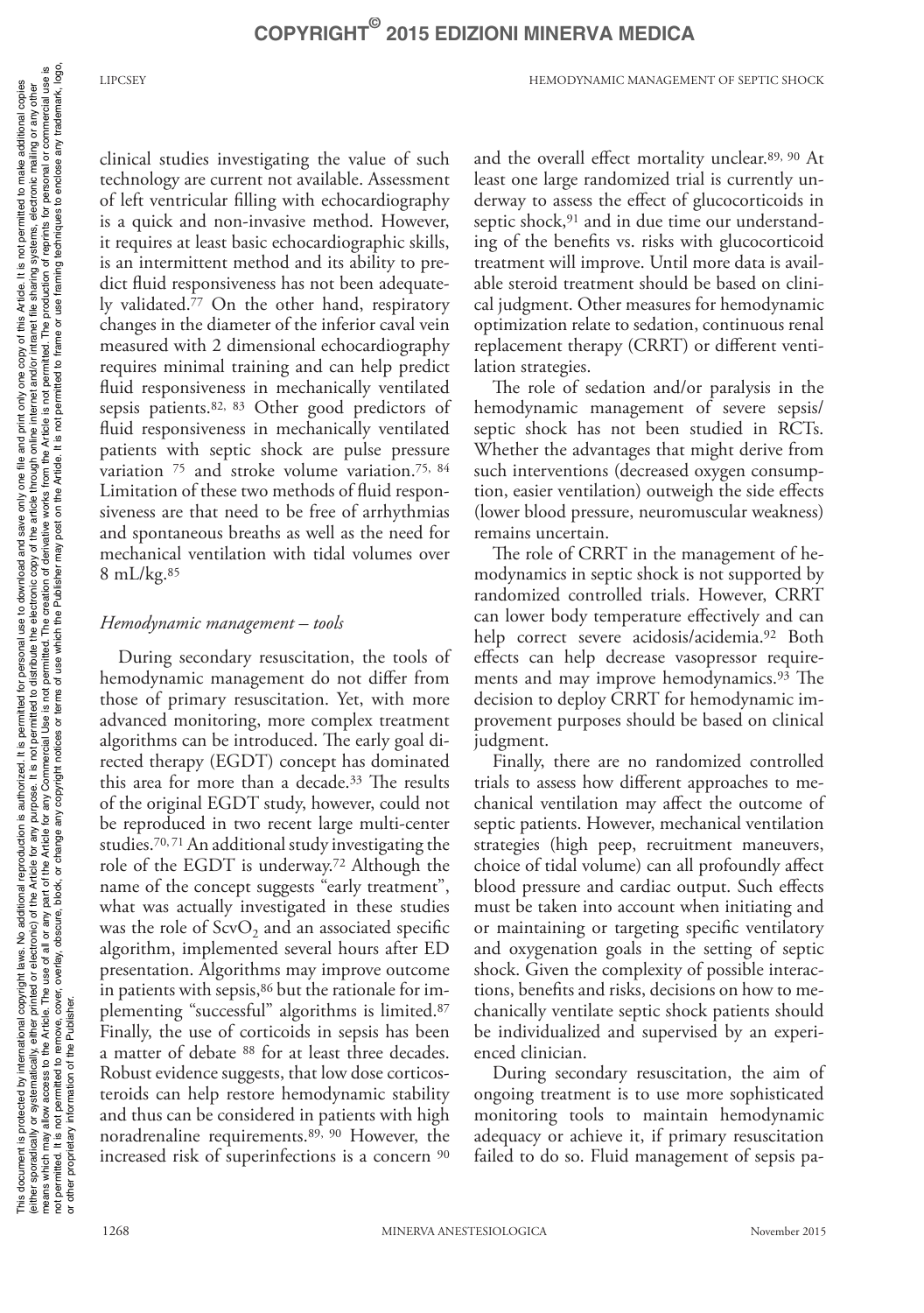clinical studies investigating the value of such technology are current not available. Assessment of left ventricular filling with echocardiography is a quick and non-invasive method. However, it requires at least basic echocardiographic skills, is an intermittent method and its ability to predict fluid responsiveness has not been adequately validated.[77] On the other hand, respiratory changes in the diameter of the inferior caval vein measured with 2 dimensional echocardiography requires minimal training and can help predict fluid responsiveness in mechanically ventilated sepsis patients.[82, 83] Other good predictors of fluid responsiveness in mechanically ventilated patients with septic shock are pulse pressure variation [75] and stroke volume variation.[75, 84] Limitation of these two methods of fluid responsiveness are that need to be free of arrhythmias and spontaneous breaths as well as the need for mechanical ventilation with tidal volumes over 8 mL/kg.[85]

### *Hemodynamic management – tools*

During secondary resuscitation, the tools of hemodynamic management do not differ from those of primary resuscitation. Yet, with more advanced monitoring, more complex treatment algorithms can be introduced. The early goal directed therapy (EGDT) concept has dominated this area for more than a decade.[33] The results of the original EGDT study, however, could not be reproduced in two recent large multi-center studies.[70, 71] An additional study investigating the role of the EGDT is underway.[72] Although the name of the concept suggests "early treatment", what was actually investigated in these studies was the role of $ScvO_2$ and an associated specific algorithm, implemented several hours after ED presentation. Algorithms may improve outcome in patients with sepsis,[86] but the rationale for implementing "successful" algorithms is limited.[87] Finally, the use of corticoids in sepsis has been a matter of debate [88] for at least three decades. Robust evidence suggests, that low dose corticosteroids can help restore hemodynamic stability and thus can be considered in patients with high noradrenaline requirements.[89, 90] However, the increased risk of superinfections is a concern [90] and the overall effect mortality unclear.[89, 90] At least one large randomized trial is currently underway to assess the effect of glucocorticoids in septic shock,[91] and in due time our understanding of the benefits vs. risks with glucocorticoid treatment will improve. Until more data is available steroid treatment should be based on clinical judgment. Other measures for hemodynamic optimization relate to sedation, continuous renal replacement therapy (CRRT) or different ventilation strategies.

The role of sedation and/or paralysis in the hemodynamic management of severe sepsis/septic shock has not been studied in RCTs. Whether the advantages that might derive from such interventions (decreased oxygen consumption, easier ventilation) outweigh the side effects (lower blood pressure, neuromuscular weakness) remains uncertain.

The role of CRRT in the management of hemodynamics in septic shock is not supported by randomized controlled trials. However, CRRT can lower body temperature effectively and can help correct severe acidosis/acidemia.[92] Both effects can help decrease vasopressor requirements and may improve hemodynamics.[93] The decision to deploy CRRT for hemodynamic improvement purposes should be based on clinical judgment.

Finally, there are no randomized controlled trials to assess how different approaches to mechanical ventilation may affect the outcome of septic patients. However, mechanical ventilation strategies (high peep, recruitment maneuvers, choice of tidal volume) can all profoundly affect blood pressure and cardiac output. Such effects must be taken into account when initiating and or maintaining or targeting specific ventilatory and oxygenation goals in the setting of septic shock. Given the complexity of possible interactions, benefits and risks, decisions on how to mechanically ventilate septic shock patients should be individualized and supervised by an experienced clinician.

During secondary resuscitation, the aim of ongoing treatment is to use more sophisticated monitoring tools to maintain hemodynamic adequacy or achieve it, if primary resuscitation failed to do so. Fluid management of sepsis pa-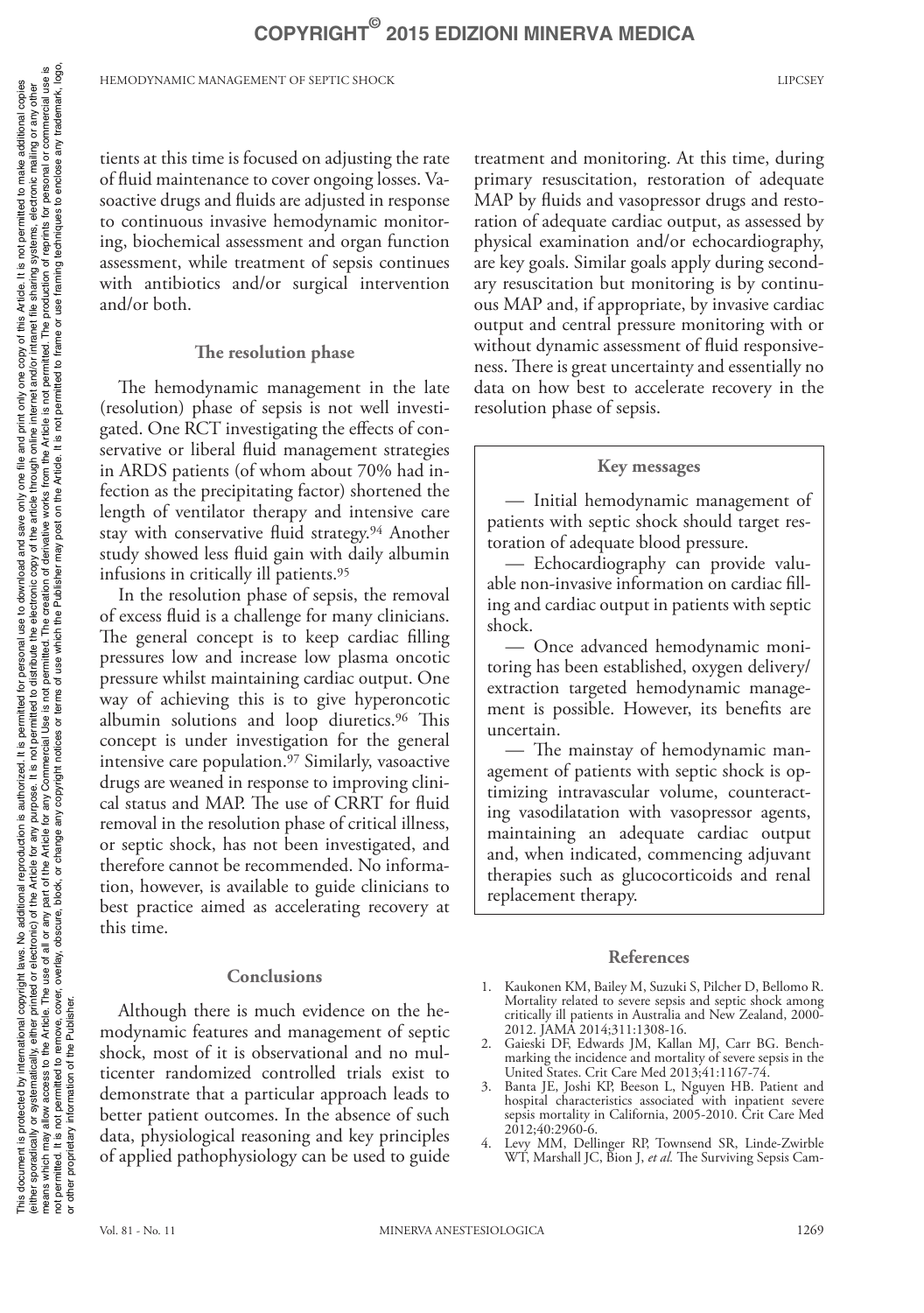tients at this time is focused on adjusting the rate of fluid maintenance to cover ongoing losses. Vasoactive drugs and fluids are adjusted in response to continuous invasive hemodynamic monitoring, biochemical assessment and organ function assessment, while treatment of sepsis continues with antibiotics and/or surgical intervention and/or both.

### The resolution phase

The hemodynamic management in the late (resolution) phase of sepsis is not well investigated. One RCT investigating the effects of conservative or liberal fluid management strategies in ARDS patients (of whom about 70% had infection as the precipitating factor) shortened the length of ventilator therapy and intensive care stay with conservative fluid strategy.[94] Another study showed less fluid gain with daily albumin infusions in critically ill patients.[95]

In the resolution phase of sepsis, the removal of excess fluid is a challenge for many clinicians. The general concept is to keep cardiac filling pressures low and increase low plasma oncotic pressure whilst maintaining cardiac output. One way of achieving this is to give hyperoncotic albumin solutions and loop diuretics.[96] This concept is under investigation for the general intensive care population.[97] Similarly, vasoactive drugs are weaned in response to improving clinical status and MAP. The use of CRRT for fluid removal in the resolution phase of critical illness, or septic shock, has not been investigated, and therefore cannot be recommended. No information, however, is available to guide clinicians to best practice aimed as accelerating recovery at this time.

## Conclusions

Although there is much evidence on the hemodynamic features and management of septic shock, most of it is observational and no multicenter randomized controlled trials exist to demonstrate that a particular approach leads to better patient outcomes. In the absence of such data, physiological reasoning and key principles of applied pathophysiology can be used to guide treatment and monitoring. At this time, during primary resuscitation, restoration of adequate MAP by fluids and vasopressor drugs and restoration of adequate cardiac output, as assessed by physical examination and/or echocardiography, are key goals. Similar goals apply during secondary resuscitation but monitoring is by continuous MAP and, if appropriate, by invasive cardiac output and central pressure monitoring with or without dynamic assessment of fluid responsiveness. There is great uncertainty and essentially no data on how best to accelerate recovery in the resolution phase of sepsis.

### Key messages

— Initial hemodynamic management of patients with septic shock should target restoration of adequate blood pressure.

— Echocardiography can provide valuable non-invasive information on cardiac filling and cardiac output in patients with septic shock.

— Once advanced hemodynamic monitoring has been established, oxygen delivery/extraction targeted hemodynamic management is possible. However, its benefits are uncertain.

— The mainstay of hemodynamic management of patients with septic shock is optimizing intravascular volume, counteracting vasodilatation with vasopressor agents, maintaining an adequate cardiac output and, when indicated, commencing adjuvant therapies such as glucocorticoids and renal replacement therapy.

## References

1. Kaukonen KM, Bailey M, Suzuki S, Pilcher D, Bellomo R. Mortality related to severe sepsis and septic shock among critically ill patients in Australia and New Zealand, 2000-2012. JAMA 2014;311:1308-16.
2. Gaieski DF, Edwards JM, Kallan MJ, Carr BG. Benchmarking the incidence and mortality of severe sepsis in the United States. Crit Care Med 2013;41:1167-74.
3. Banta JE, Joshi KP, Beeson L, Nguyen HB. Patient and hospital characteristics associated with inpatient severe sepsis mortality in California, 2005-2010. Crit Care Med 2012;40:2960-6.
4. Levy MM, Dellinger RP, Townsend SR, Linde-Zwirble WT, Marshall JC, Bion J, *et al.* The Surviving Sepsis Cam-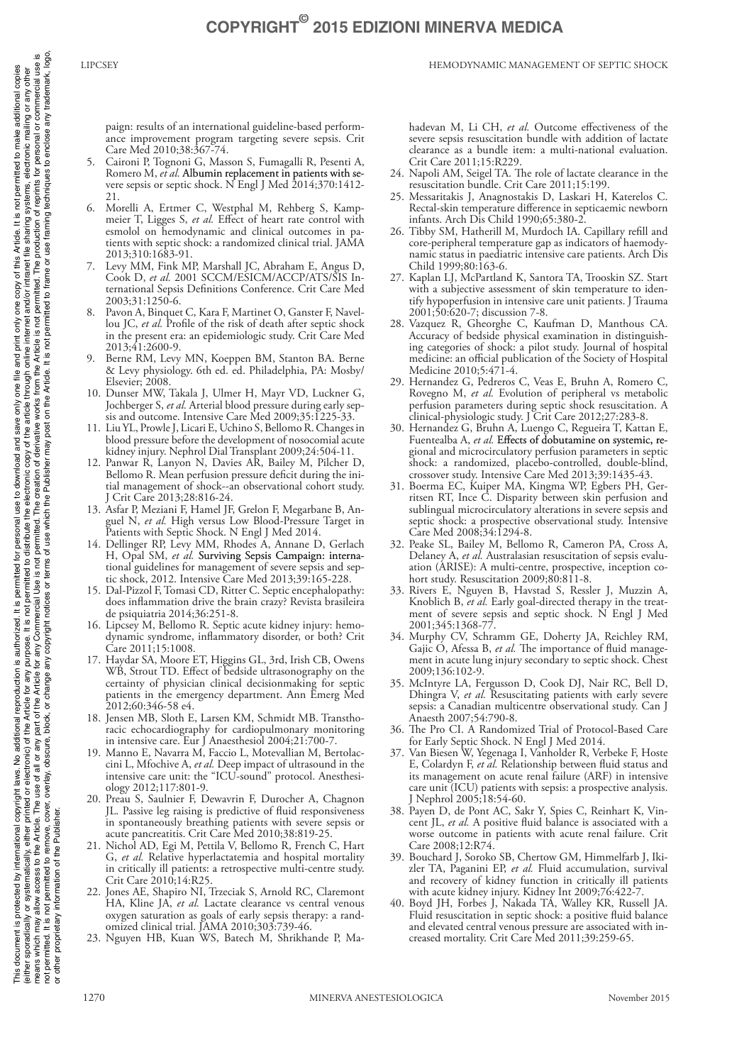paign: results of an international guideline-based performance improvement program targeting severe sepsis. Crit Care Med 2010;38:367-74.

5. Caironi P, Tognoni G, Masson S, Fumagalli R, Pesenti A, Romero M, *et al.* Albumin replacement in patients with severe sepsis or septic shock. N Engl J Med 2014;370:1412-21.
6. Morelli A, Ertmer C, Westphal M, Rehberg S, Kampmeier T, Ligges S, *et al.* Effect of heart rate control with esmolol on hemodynamic and clinical outcomes in patients with septic shock: a randomized clinical trial. JAMA 2013;310:1683-91.
7. Levy MM, Fink MP, Marshall JC, Abraham E, Angus D, Cook D, *et al.* 2001 SCCM/ESICM/ACCP/ATS/SIS International Sepsis Definitions Conference. Crit Care Med 2003;31:1250-6.
8. Pavon A, Binquet C, Kara F, Martinet O, Ganster F, Navellou JC, *et al.* Profile of the risk of death after septic shock in the present era: an epidemiologic study. Crit Care Med 2013;41:2600-9.
9. Berne RM, Levy MN, Koeppen BM, Stanton BA. Berne & Levy physiology. 6th ed. ed. Philadelphia, PA: Mosby/Elsevier; 2008.
10. Dunser MW, Takala J, Ulmer H, Mayr VD, Luckner G, Jochberger S, *et al.* Arterial blood pressure during early sepsis and outcome. Intensive Care Med 2009;35:1225-33.
11. Liu YL, Prowle J, Licari E, Uchino S, Bellomo R. Changes in blood pressure before the development of nosocomial acute kidney injury. Nephrol Dial Transplant 2009;24:504-11.
12. Panwar R, Lanyon N, Davies AR, Bailey M, Pilcher D, Bellomo R. Mean perfusion pressure deficit during the initial management of shock--an observational cohort study. J Crit Care 2013;28:816-24.
13. Asfar P, Meziani F, Hamel JF, Grelon F, Megarbane B, Anguel N, *et al.* High versus Low Blood-Pressure Target in Patients with Septic Shock. N Engl J Med 2014.
14. Dellinger RP, Levy MM, Rhodes A, Annane D, Gerlach H, Opal SM, *et al.* Surviving Sepsis Campaign: international guidelines for management of severe sepsis and septic shock, 2012. Intensive Care Med 2013;39:165-228.
15. Dal-Pizzol F, Tomasi CD, Ritter C. Septic encephalopathy: does inflammation drive the brain crazy? Revista brasileira de psiquiatria 2014;36:251-8.
16. Lipcsey M, Bellomo R. Septic acute kidney injury: hemodynamic syndrome, inflammatory disorder, or both? Crit Care 2011;15:1008.
17. Haydar SA, Moore ET, Higgins GL, 3rd, Irish CB, Owens WB, Strout TD. Effect of bedside ultrasonography on the certainty of physician clinical decisionmaking for septic patients in the emergency department. Ann Emerg Med 2012;60:346-58 e4.
18. Jensen MB, Sloth E, Larsen KM, Schmidt MB. Transthoracic echocardiography for cardiopulmonary monitoring in intensive care. Eur J Anaesthesiol 2004;21:700-7.
19. Manno E, Navarra M, Faccio L, Motevallian M, Bertolaccini L, Mfochive A, *et al.* Deep impact of ultrasound in the intensive care unit: the "ICU-sound" protocol. Anesthesiology 2012;117:801-9.
20. Preau S, Saulnier F, Dewavrin F, Durocher A, Chagnon JL. Passive leg raising is predictive of fluid responsiveness in spontaneously breathing patients with severe sepsis or acute pancreatitis. Crit Care Med 2010;38:819-25.
21. Nichol AD, Egi M, Pettila V, Bellomo R, French C, Hart G, *et al.* Relative hyperlactatemia and hospital mortality in critically ill patients: a retrospective multi-centre study. Crit Care 2010;14:R25.
22. Jones AE, Shapiro NI, Trzeciak S, Arnold RC, Claremont HA, Kline JA, *et al.* Lactate clearance vs central venous oxygen saturation as goals of early sepsis therapy: a randomized clinical trial. JAMA 2010;303:739-46.
23. Nguyen HB, Kuan WS, Batech M, Shrikhande P, Mahadevan M, Li CH, *et al.* Outcome effectiveness of the severe sepsis resuscitation bundle with addition of lactate clearance as a bundle item: a multi-national evaluation. Crit Care 2011;15:R229.
24. Napoli AM, Seigel TA. The role of lactate clearance in the resuscitation bundle. Crit Care 2011;15:199.
25. Messaritakis J, Anagnostakis D, Laskari H, Katerelos C. Rectal-skin temperature difference in septicaemic newborn infants. Arch Dis Child 1990;65:380-2.
26. Tibby SM, Hatherill M, Murdoch IA. Capillary refill and core-peripheral temperature gap as indicators of haemodynamic status in paediatric intensive care patients. Arch Dis Child 1999;80:163-6.
27. Kaplan LJ, McPartland K, Santora TA, Trooskin SZ. Start with a subjective assessment of skin temperature to identify hypoperfusion in intensive care unit patients. J Trauma 2001;50:620-7; discussion 7-8.
28. Vazquez R, Gheorghe C, Kaufman D, Manthous CA. Accuracy of bedside physical examination in distinguishing categories of shock: a pilot study. Journal of hospital medicine: an official publication of the Society of Hospital Medicine 2010;5:471-4.
29. Hernandez G, Pedreros C, Veas E, Bruhn A, Romero C, Rovegno M, *et al.* Evolution of peripheral vs metabolic perfusion parameters during septic shock resuscitation. A clinical-physiologic study. J Crit Care 2012;27:283-8.
30. Hernandez G, Bruhn A, Luengo C, Regueira T, Kattan E, Fuentealba A, *et al.* Effects of dobutamine on systemic, regional and microcirculatory perfusion parameters in septic shock: a randomized, placebo-controlled, double-blind, crossover study. Intensive Care Med 2013;39:1435-43.
31. Boerma EC, Kuiper MA, Kingma WP, Egbers PH, Gerritsen RT, Ince C. Disparity between skin perfusion and sublingual microcirculatory alterations in severe sepsis and septic shock: a prospective observational study. Intensive Care Med 2008;34:1294-8.
32. Peake SL, Bailey M, Bellomo R, Cameron PA, Cross A, Delaney A, *et al.* Australasian resuscitation of sepsis evaluation (ARISE): A multi-centre, prospective, inception cohort study. Resuscitation 2009;80:811-8.
33. Rivers E, Nguyen B, Havstad S, Ressler J, Muzzin A, Knoblich B, *et al.* Early goal-directed therapy in the treatment of severe sepsis and septic shock. N Engl J Med 2001;345:1368-77.
34. Murphy CV, Schramm GE, Doherty JA, Reichley RM, Gajic O, Afessa B, *et al.* The importance of fluid management in acute lung injury secondary to septic shock. Chest 2009;136:102-9.
35. McIntyre LA, Fergusson D, Cook DJ, Nair RC, Bell D, Dhingra V, *et al.* Resuscitating patients with early severe sepsis: a Canadian multicentre observational study. Can J Anaesth 2007;54:790-8.
36. The Pro CI. A Randomized Trial of Protocol-Based Care for Early Septic Shock. N Engl J Med 2014.
37. Van Biesen W, Yegenaga I, Vanholder R, Verbeke F, Hoste E, Colardyn F, *et al.* Relationship between fluid status and its management on acute renal failure (ARF) in intensive care unit (ICU) patients with sepsis: a prospective analysis. J Nephrol 2005;18:54-60.
38. Payen D, de Pont AC, Sakr Y, Spies C, Reinhart K, Vincent JL, *et al.* A positive fluid balance is associated with a worse outcome in patients with acute renal failure. Crit Care 2008;12:R74.
39. Bouchard J, Soroko SB, Chertow GM, Himmelfarb J, Ikizler TA, Paganini EP, *et al.* Fluid accumulation, survival and recovery of kidney function in critically ill patients with acute kidney injury. Kidney Int 2009;76:422-7.
40. Boyd JH, Forbes J, Nakada TA, Walley KR, Russell JA. Fluid resuscitation in septic shock: a positive fluid balance and elevated central venous pressure are associated with increased mortality. Crit Care Med 2011;39:259-65.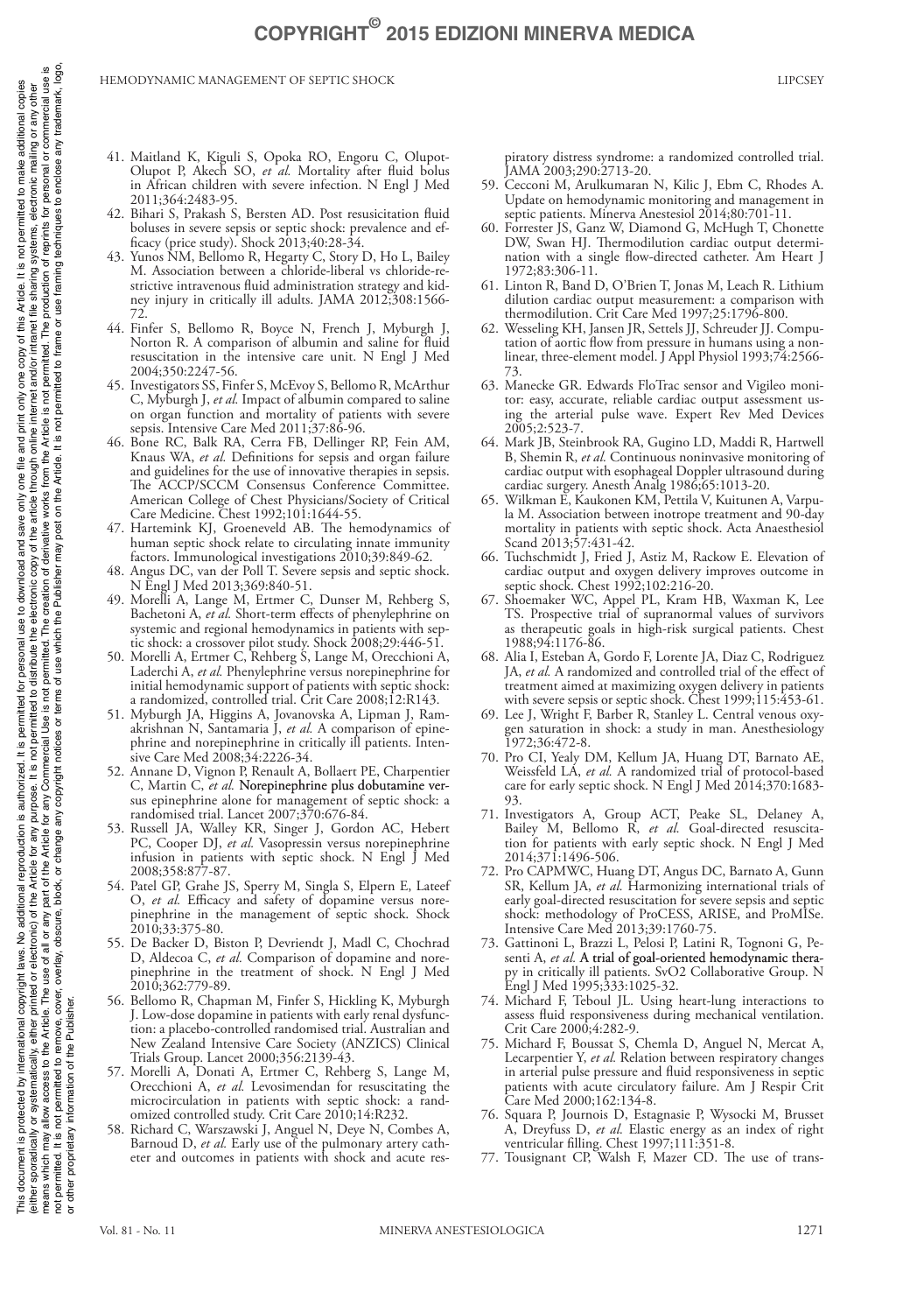41. Maitland K, Kiguli S, Opoka RO, Engoru C, Olupot-Olupot P, Akech SO, *et al.* Mortality after fluid bolus in African children with severe infection. N Engl J Med 2011;364:2483-95.
42. Bihari S, Prakash S, Bersten AD. Post resusicitation fluid boluses in severe sepsis or septic shock: prevalence and efficacy (price study). Shock 2013;40:28-34.
43. Yunos NM, Bellomo R, Hegarty C, Story D, Ho L, Bailey M. Association between a chloride-liberal vs chloride-restrictive intravenous fluid administration strategy and kidney injury in critically ill adults. JAMA 2012;308:1566-72.
44. Finfer S, Bellomo R, Boyce N, French J, Myburgh J, Norton R. A comparison of albumin and saline for fluid resuscitation in the intensive care unit. N Engl J Med 2004;350:2247-56.
45. Investigators SS, Finfer S, McEvoy S, Bellomo R, McArthur C, Myburgh J, *et al.* Impact of albumin compared to saline on organ function and mortality of patients with severe sepsis. Intensive Care Med 2011;37:86-96.
46. Bone RC, Balk RA, Cerra FB, Dellinger RP, Fein AM, Knaus WA, *et al.* Definitions for sepsis and organ failure and guidelines for the use of innovative therapies in sepsis. The ACCP/SCCM Consensus Conference Committee. American College of Chest Physicians/Society of Critical Care Medicine. Chest 1992;101:1644-55.
47. Hartemink KJ, Groeneveld AB. The hemodynamics of human septic shock relate to circulating innate immunity factors. Immunological investigations 2010;39:849-62.
48. Angus DC, van der Poll T. Severe sepsis and septic shock. N Engl J Med 2013;369:840-51.
49. Morelli A, Lange M, Ertmer C, Dunser M, Rehberg S, Bachetoni A, *et al.* Short-term effects of phenylephrine on systemic and regional hemodynamics in patients with septic shock: a crossover pilot study. Shock 2008;29:446-51.
50. Morelli A, Ertmer C, Rehberg S, Lange M, Orecchioni A, Laderchi A, *et al.* Phenylephrine versus norepinephrine for initial hemodynamic support of patients with septic shock: a randomized, controlled trial. Crit Care 2008;12:R143.
51. Myburgh JA, Higgins A, Jovanovska A, Lipman J, Ramakrishnan N, Santamaria J, *et al.* A comparison of epinephrine and norepinephrine in critically ill patients. Intensive Care Med 2008;34:2226-34.
52. Annane D, Vignon P, Renault A, Bollaert PE, Charpentier C, Martin C, *et al.* Norepinephrine plus dobutamine versus epinephrine alone for management of septic shock: a randomised trial. Lancet 2007;370:676-84.
53. Russell JA, Walley KR, Singer J, Gordon AC, Hebert PC, Cooper DJ, *et al.* Vasopressin versus norepinephrine infusion in patients with septic shock. N Engl J Med 2008;358:877-87.
54. Patel GP, Grahe JS, Sperry M, Singla S, Elpern E, Lateef O, *et al.* Efficacy and safety of dopamine versus norepinephrine in the management of septic shock. Shock 2010;33:375-80.
55. De Backer D, Biston P, Devriendt J, Madl C, Chochrad D, Aldecoa C, *et al.* Comparison of dopamine and norepinephrine in the treatment of shock. N Engl J Med 2010;362:779-89.
56. Bellomo R, Chapman M, Finfer S, Hickling K, Myburgh J. Low-dose dopamine in patients with early renal dysfunction: a placebo-controlled randomised trial. Australian and New Zealand Intensive Care Society (ANZICS) Clinical Trials Group. Lancet 2000;356:2139-43.
57. Morelli A, Donati A, Ertmer C, Rehberg S, Lange M, Orecchioni A, *et al.* Levosimendan for resuscitating the microcirculation in patients with septic shock: a randomized controlled study. Crit Care 2010;14:R232.
58. Richard C, Warszawski J, Anguel N, Deye N, Combes A, Barnoud D, *et al.* Early use of the pulmonary artery catheter and outcomes in patients with shock and acute respiratory distress syndrome: a randomized controlled trial. JAMA 2003;290:2713-20.
59. Cecconi M, Arulkumaran N, Kilic J, Ebm C, Rhodes A. Update on hemodynamic monitoring and management in septic patients. Minerva Anestesiol 2014;80:701-11.
60. Forrester JS, Ganz W, Diamond G, McHugh T, Chonette DW, Swan HJ. Thermodilution cardiac output determination with a single flow-directed catheter. Am Heart J 1972;83:306-11.
61. Linton R, Band D, O'Brien T, Jonas M, Leach R. Lithium dilution cardiac output measurement: a comparison with thermodilution. Crit Care Med 1997;25:1796-800.
62. Wesseling KH, Jansen JR, Settels JJ, Schreuder JJ. Computation of aortic flow from pressure in humans using a nonlinear, three-element model. J Appl Physiol 1993;74:2566-73.
63. Manecke GR. Edwards FloTrac sensor and Vigileo monitor: easy, accurate, reliable cardiac output assessment using the arterial pulse wave. Expert Rev Med Devices 2005;2:523-7.
64. Mark JB, Steinbrook RA, Gugino LD, Maddi R, Hartwell B, Shemin R, *et al.* Continuous noninvasive monitoring of cardiac output with esophageal Doppler ultrasound during cardiac surgery. Anesth Analg 1986;65:1013-20.
65. Wilkman E, Kaukonen KM, Pettila V, Kuitunen A, Varpula M. Association between inotrope treatment and 90-day mortality in patients with septic shock. Acta Anaesthesiol Scand 2013;57:431-42.
66. Tuchschmidt J, Fried J, Astiz M, Rackow E. Elevation of cardiac output and oxygen delivery improves outcome in septic shock. Chest 1992;102:216-20.
67. Shoemaker WC, Appel PL, Kram HB, Waxman K, Lee TS. Prospective trial of supranormal values of survivors as therapeutic goals in high-risk surgical patients. Chest 1988;94:1176-86.
68. Alia I, Esteban A, Gordo F, Lorente JA, Diaz C, Rodriguez JA, *et al.* A randomized and controlled trial of the effect of treatment aimed at maximizing oxygen delivery in patients with severe sepsis or septic shock. Chest 1999;115:453-61.
69. Lee J, Wright F, Barber R, Stanley L. Central venous oxygen saturation in shock: a study in man. Anesthesiology 1972;36:472-8.
70. Pro CI, Yealy DM, Kellum JA, Huang DT, Barnato AE, Weissfeld LA, *et al.* A randomized trial of protocol-based care for early septic shock. N Engl J Med 2014;370:1683-93.
71. Investigators A, Group ACT, Peake SL, Delaney A, Bailey M, Bellomo R, *et al.* Goal-directed resuscitation for patients with early septic shock. N Engl J Med 2014;371:1496-506.
72. Pro CAPMWC, Huang DT, Angus DC, Barnato A, Gunn SR, Kellum JA, *et al.* Harmonizing international trials of early goal-directed resuscitation for severe sepsis and septic shock: methodology of ProCESS, ARISE, and ProMISe. Intensive Care Med 2013;39:1760-75.
73. Gattinoni L, Brazzi L, Pelosi P, Latini R, Tognoni G, Pesenti A, *et al.* A trial of goal-oriented hemodynamic therapy in critically ill patients. SvO2 Collaborative Group. N Engl J Med 1995;333:1025-32.
74. Michard F, Teboul JL. Using heart-lung interactions to assess fluid responsiveness during mechanical ventilation. Crit Care 2000;4:282-9.
75. Michard F, Boussat S, Chemla D, Anguel N, Mercat A, Lecarpentier Y, *et al.* Relation between respiratory changes in arterial pulse pressure and fluid responsiveness in septic patients with acute circulatory failure. Am J Respir Crit Care Med 2000;162:134-8.
76. Squara P, Journois D, Estagnasie P, Wysocki M, Brusset A, Dreyfuss D, *et al.* Elastic energy as an index of right ventricular filling. Chest 1997;111:351-8.
77. Tousignant CP, Walsh F, Mazer CD. The use of trans-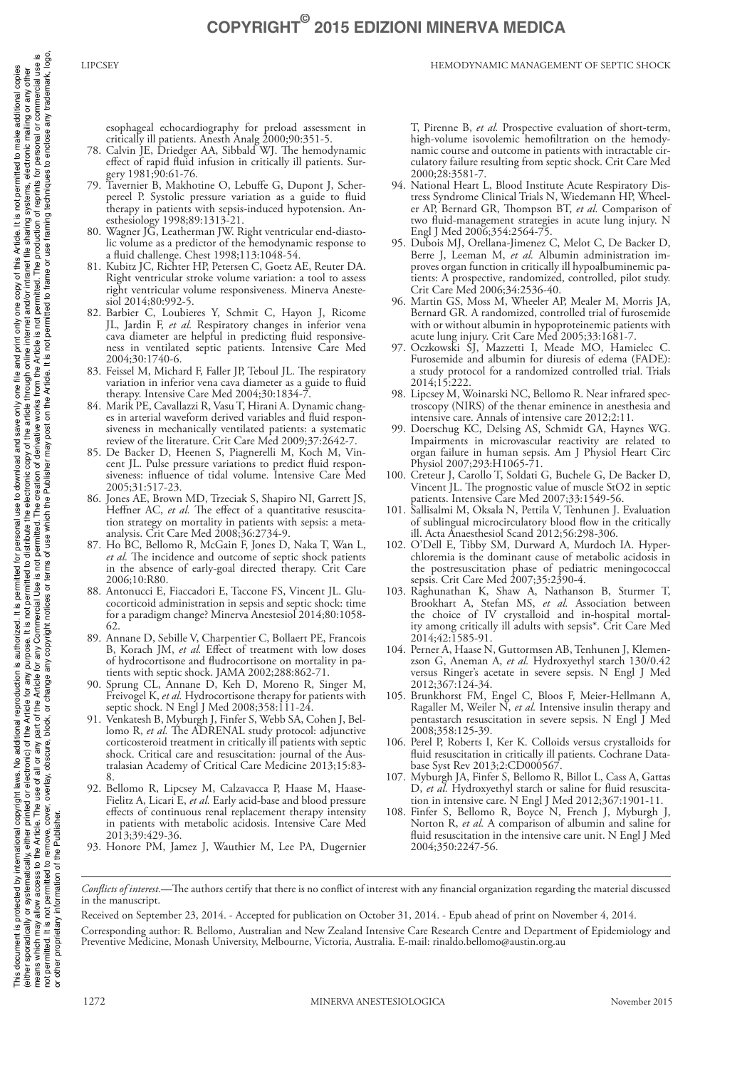esophageal echocardiography for preload assessment in critically ill patients. Anesth Analg 2000;90:351-5.

78. Calvin JE, Driedger AA, Sibbald WJ. The hemodynamic effect of rapid fluid infusion in critically ill patients. Surgery 1981;90:61-76.
79. Tavernier B, Makhotine O, Lebuffe G, Dupont J, Scherpereel P. Systolic pressure variation as a guide to fluid therapy in patients with sepsis-induced hypotension. Anesthesiology 1998;89:1313-21.
80. Wagner JG, Leatherman JW. Right ventricular end-diastolic volume as a predictor of the hemodynamic response to a fluid challenge. Chest 1998;113:1048-54.
81. Kubitz JC, Richter HP, Petersen C, Goetz AE, Reuter DA. Right ventricular stroke volume variation: a tool to assess right ventricular volume responsiveness. Minerva Anestesiol 2014;80:992-5.
82. Barbier C, Loubieres Y, Schmit C, Hayon J, Ricome JL, Jardin F, *et al.* Respiratory changes in inferior vena cava diameter are helpful in predicting fluid responsiveness in ventilated septic patients. Intensive Care Med 2004;30:1740-6.
83. Feissel M, Michard F, Faller JP, Teboul JL. The respiratory variation in inferior vena cava diameter as a guide to fluid therapy. Intensive Care Med 2004;30:1834-7.
84. Marik PE, Cavallazzi R, Vasu T, Hirani A. Dynamic changes in arterial waveform derived variables and fluid responsiveness in mechanically ventilated patients: a systematic review of the literature. Crit Care Med 2009;37:2642-7.
85. De Backer D, Heenen S, Piagnerelli M, Koch M, Vincent JL. Pulse pressure variations to predict fluid responsiveness: influence of tidal volume. Intensive Care Med 2005;31:517-23.
86. Jones AE, Brown MD, Trzeciak S, Shapiro NI, Garrett JS, Heffner AC, *et al.* The effect of a quantitative resuscitation strategy on mortality in patients with sepsis: a meta-analysis. Crit Care Med 2008;36:2734-9.
87. Ho BC, Bellomo R, McGain F, Jones D, Naka T, Wan L, *et al.* The incidence and outcome of septic shock patients in the absence of early-goal directed therapy. Crit Care 2006;10:R80.
88. Antonucci E, Fiaccadori E, Taccone FS, Vincent JL. Glucocorticoid administration in sepsis and septic shock: time for a paradigm change? Minerva Anestesiol 2014;80:1058-62.
89. Annane D, Sebille V, Charpentier C, Bollaert PE, Francois B, Korach JM, *et al.* Effect of treatment with low doses of hydrocortisone and fludrocortisone on mortality in patients with septic shock. JAMA 2002;288:862-71.
90. Sprung CL, Annane D, Keh D, Moreno R, Singer M, Freivogel K, *et al.* Hydrocortisone therapy for patients with septic shock. N Engl J Med 2008;358:111-24.
91. Venkatesh B, Myburgh J, Finfer S, Webb SA, Cohen J, Bellomo R, *et al.* The ADRENAL study protocol: adjunctive corticosteroid treatment in critically ill patients with septic shock. Critical care and resuscitation: journal of the Australasian Academy of Critical Care Medicine 2013;15:83-8.
92. Bellomo R, Lipcsey M, Calzavacca P, Haase M, Haase-Fielitz A, Licari E, *et al.* Early acid-base and blood pressure effects of continuous renal replacement therapy intensity in patients with metabolic acidosis. Intensive Care Med 2013;39:429-36.
93. Honore PM, Jamez J, Wauthier M, Lee PA, Dugernier T, Pirenne B, *et al.* Prospective evaluation of short-term, high-volume isovolemic hemofiltration on the hemodynamic course and outcome in patients with intractable circulatory failure resulting from septic shock. Crit Care Med 2000;28:3581-7.
94. National Heart L, Blood Institute Acute Respiratory Distress Syndrome Clinical Trials N, Wiedemann HP, Wheeler AP, Bernard GR, Thompson BT, *et al.* Comparison of two fluid-management strategies in acute lung injury. N Engl J Med 2006;354:2564-75.
95. Dubois MJ, Orellana-Jimenez C, Melot C, De Backer D, Berre J, Leeman M, *et al.* Albumin administration improves organ function in critically ill hypoalbuminemic patients: A prospective, randomized, controlled, pilot study. Crit Care Med 2006;34:2536-40.
96. Martin GS, Moss M, Wheeler AP, Mealer M, Morris JA, Bernard GR. A randomized, controlled trial of furosemide with or without albumin in hypoproteinemic patients with acute lung injury. Crit Care Med 2005;33:1681-7.
97. Oczkowski SJ, Mazzetti I, Meade MO, Hamielec C. Furosemide and albumin for diuresis of edema (FADE): a study protocol for a randomized controlled trial. Trials 2014;15:222.
98. Lipcsey M, Woinarski NC, Bellomo R. Near infrared spectroscopy (NIRS) of the thenar eminence in anesthesia and intensive care. Annals of intensive care 2012;2:11.
99. Doerschug KC, Delsing AS, Schmidt GA, Haynes WG. Impairments in microvascular reactivity are related to organ failure in human sepsis. Am J Physiol Heart Circ Physiol 2007;293:H1065-71.
100. Creteur J, Carollo T, Soldati G, Buchele G, De Backer D, Vincent JL. The prognostic value of muscle StO2 in septic patients. Intensive Care Med 2007;33:1549-56.
101. Sallisalmi M, Oksala N, Pettila V, Tenhunen J. Evaluation of sublingual microcirculatory blood flow in the critically ill. Acta Anaesthesiol Scand 2012;56:298-306.
102. O'Dell E, Tibby SM, Durward A, Murdoch IA. Hyperchloremia is the dominant cause of metabolic acidosis in the postresuscitation phase of pediatric meningococcal sepsis. Crit Care Med 2007;35:2390-4.
103. Raghunathan K, Shaw A, Nathanson B, Sturmer T, Brookhart A, Stefan MS, *et al.* Association between the choice of IV crystalloid and in-hospital mortality among critically ill adults with sepsis*. Crit Care Med 2014;42:1585-91.
104. Perner A, Haase N, Guttormsen AB, Tenhunen J, Klemenzson G, Aneman A, *et al.* Hydroxyethyl starch 130/0.42 versus Ringer's acetate in severe sepsis. N Engl J Med 2012;367:124-34.
105. Brunkhorst FM, Engel C, Bloos F, Meier-Hellmann A, Ragaller M, Weiler N, *et al.* Intensive insulin therapy and pentastarch resuscitation in severe sepsis. N Engl J Med 2008;358:125-39.
106. Perel P, Roberts I, Ker K. Colloids versus crystalloids for fluid resuscitation in critically ill patients. Cochrane Database Syst Rev 2013;2:CD000567.
107. Myburgh JA, Finfer S, Bellomo R, Billot L, Cass A, Gattas D, *et al.* Hydroxyethyl starch or saline for fluid resuscitation in intensive care. N Engl J Med 2012;367:1901-11.
108. Finfer S, Bellomo R, Boyce N, French J, Myburgh J, Norton R, *et al.* A comparison of albumin and saline for fluid resuscitation in the intensive care unit. N Engl J Med 2004;350:2247-56.

*Conflicts of interest.*—The authors certify that there is no conflict of interest with any financial organization regarding the material discussed in the manuscript.

Received on September 23, 2014. - Accepted for publication on October 31, 2014. - Epub ahead of print on November 4, 2014.

Corresponding author: R. Bellomo, Australian and New Zealand Intensive Care Research Centre and Department of Epidemiology and Preventive Medicine, Monash University, Melbourne, Victoria, Australia. E-mail: rinaldo.bellomo@austin.org.au